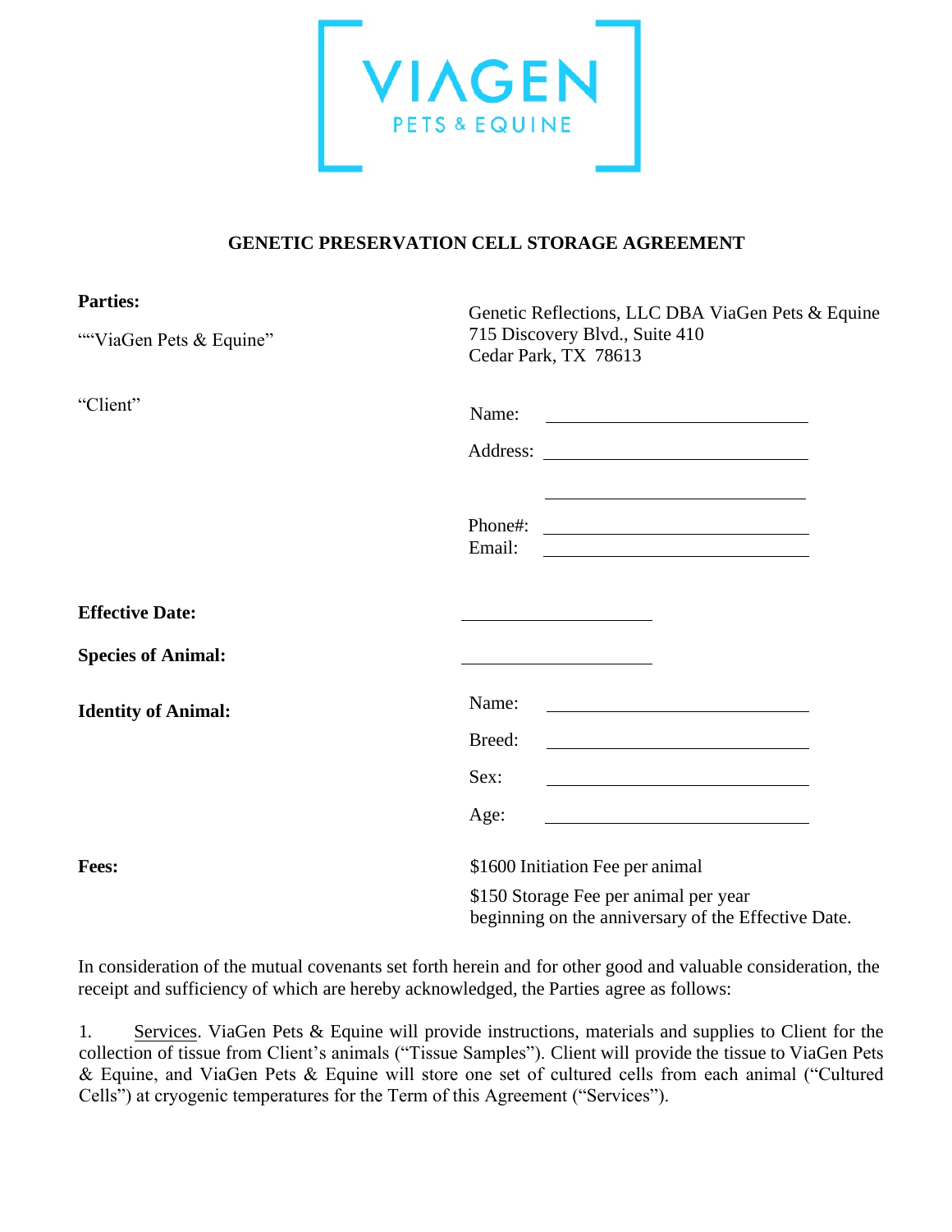VIAGEN

PETS & EQUINE

## GENETIC PRESERVATION CELL STORAGE AGREEMENT

| | |
|---|---|
| **Parties:** | |
| ""ViaGen Pets & Equine" | Genetic Reflections, LLC DBA ViaGen Pets & Equine<br>715 Discovery Blvd., Suite 410<br>Cedar Park, TX 78613 |
| "Client" | Name: \_\_\_\_\_\_\_\_\_\_\_\_\_\_\_\_\_\_\_\_\_\_\_\_<br>Address: \_\_\_\_\_\_\_\_\_\_\_\_\_\_\_\_\_\_\_\_\_\_\_\_<br>\_\_\_\_\_\_\_\_\_\_\_\_\_\_\_\_\_\_\_\_\_\_\_\_<br>Phone#: \_\_\_\_\_\_\_\_\_\_\_\_\_\_\_\_\_\_\_\_\_\_\_\_<br>Email: \_\_\_\_\_\_\_\_\_\_\_\_\_\_\_\_\_\_\_\_\_\_\_\_ |
| **Effective Date:** | \_\_\_\_\_\_\_\_\_\_\_\_\_\_\_\_\_\_\_\_ |
| **Species of Animal:** | \_\_\_\_\_\_\_\_\_\_\_\_\_\_\_\_\_\_\_\_ |
| **Identity of Animal:** | Name: \_\_\_\_\_\_\_\_\_\_\_\_\_\_\_\_\_\_\_\_\_\_\_\_<br>Breed: \_\_\_\_\_\_\_\_\_\_\_\_\_\_\_\_\_\_\_\_\_\_\_\_<br>Sex: \_\_\_\_\_\_\_\_\_\_\_\_\_\_\_\_\_\_\_\_\_\_\_\_<br>Age: \_\_\_\_\_\_\_\_\_\_\_\_\_\_\_\_\_\_\_\_\_\_\_\_ |
| **Fees:** | $1600 Initiation Fee per animal<br>$150 Storage Fee per animal per year beginning on the anniversary of the Effective Date. |

In consideration of the mutual covenants set forth herein and for other good and valuable consideration, the receipt and sufficiency of which are hereby acknowledged, the Parties agree as follows:

1. Services. ViaGen Pets & Equine will provide instructions, materials and supplies to Client for the collection of tissue from Client's animals ("Tissue Samples"). Client will provide the tissue to ViaGen Pets & Equine, and ViaGen Pets & Equine will store one set of cultured cells from each animal ("Cultured Cells") at cryogenic temperatures for the Term of this Agreement ("Services").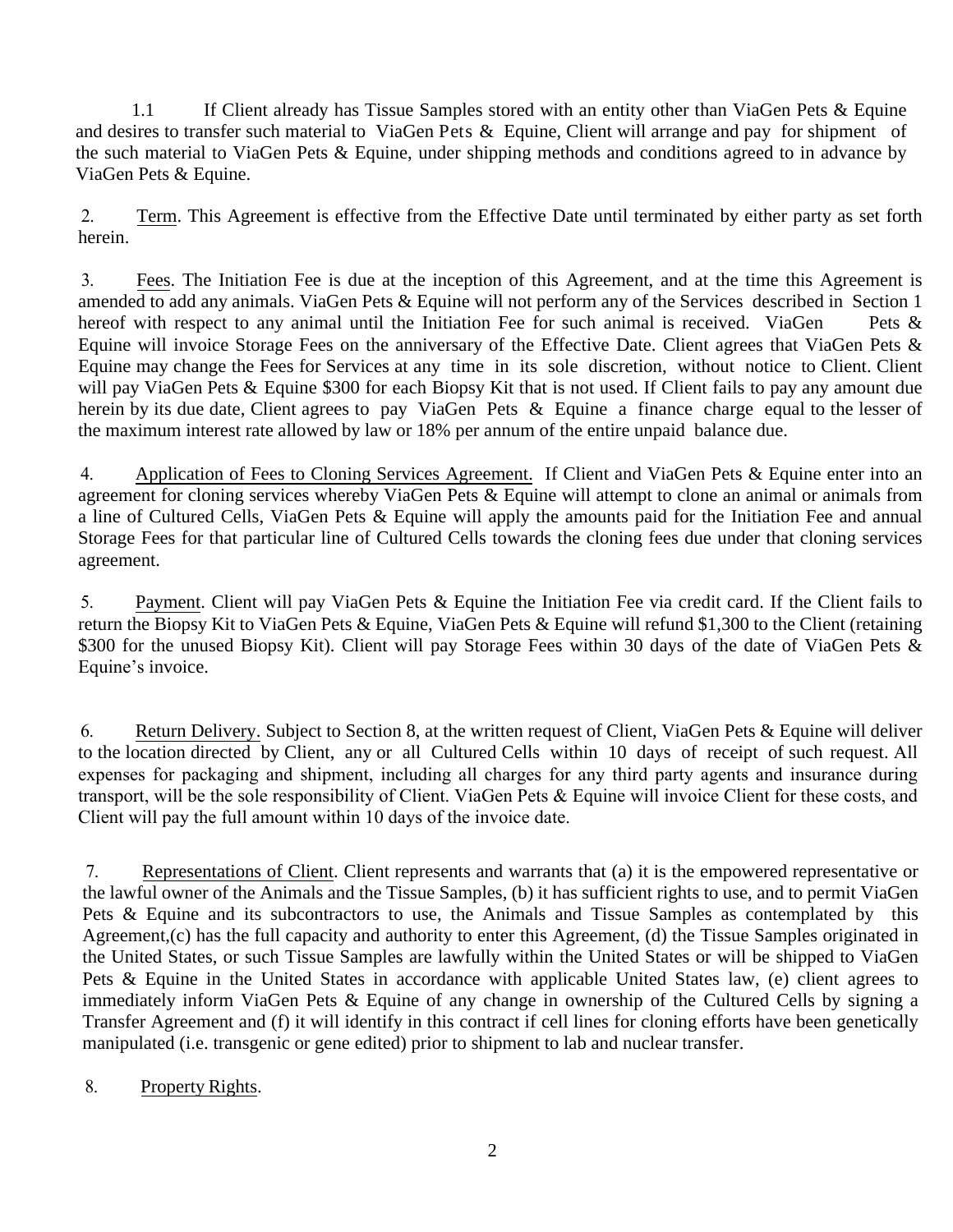1.1 If Client already has Tissue Samples stored with an entity other than ViaGen Pets & Equine and desires to transfer such material to ViaGen Pets & Equine, Client will arrange and pay for shipment of the such material to ViaGen Pets & Equine, under shipping methods and conditions agreed to in advance by ViaGen Pets & Equine.

2. Term. This Agreement is effective from the Effective Date until terminated by either party as set forth herein.

3. Fees. The Initiation Fee is due at the inception of this Agreement, and at the time this Agreement is amended to add any animals. ViaGen Pets & Equine will not perform any of the Services described in Section 1 hereof with respect to any animal until the Initiation Fee for such animal is received. ViaGen Pets & Equine will invoice Storage Fees on the anniversary of the Effective Date. Client agrees that ViaGen Pets & Equine may change the Fees for Services at any time in its sole discretion, without notice to Client. Client will pay ViaGen Pets & Equine $300 for each Biopsy Kit that is not used. If Client fails to pay any amount due herein by its due date, Client agrees to pay ViaGen Pets & Equine a finance charge equal to the lesser of the maximum interest rate allowed by law or 18% per annum of the entire unpaid balance due.

4. Application of Fees to Cloning Services Agreement. If Client and ViaGen Pets & Equine enter into an agreement for cloning services whereby ViaGen Pets & Equine will attempt to clone an animal or animals from a line of Cultured Cells, ViaGen Pets & Equine will apply the amounts paid for the Initiation Fee and annual Storage Fees for that particular line of Cultured Cells towards the cloning fees due under that cloning services agreement.

5. Payment. Client will pay ViaGen Pets & Equine the Initiation Fee via credit card. If the Client fails to return the Biopsy Kit to ViaGen Pets & Equine, ViaGen Pets & Equine will refund $1,300 to the Client (retaining $300 for the unused Biopsy Kit). Client will pay Storage Fees within 30 days of the date of ViaGen Pets & Equine's invoice.

6. Return Delivery. Subject to Section 8, at the written request of Client, ViaGen Pets & Equine will deliver to the location directed by Client, any or all Cultured Cells within 10 days of receipt of such request. All expenses for packaging and shipment, including all charges for any third party agents and insurance during transport, will be the sole responsibility of Client. ViaGen Pets & Equine will invoice Client for these costs, and Client will pay the full amount within 10 days of the invoice date.

7. Representations of Client. Client represents and warrants that (a) it is the empowered representative or the lawful owner of the Animals and the Tissue Samples, (b) it has sufficient rights to use, and to permit ViaGen Pets & Equine and its subcontractors to use, the Animals and Tissue Samples as contemplated by this Agreement,(c) has the full capacity and authority to enter this Agreement, (d) the Tissue Samples originated in the United States, or such Tissue Samples are lawfully within the United States or will be shipped to ViaGen Pets & Equine in the United States in accordance with applicable United States law, (e) client agrees to immediately inform ViaGen Pets & Equine of any change in ownership of the Cultured Cells by signing a Transfer Agreement and (f) it will identify in this contract if cell lines for cloning efforts have been genetically manipulated (i.e. transgenic or gene edited) prior to shipment to lab and nuclear transfer.

8. Property Rights.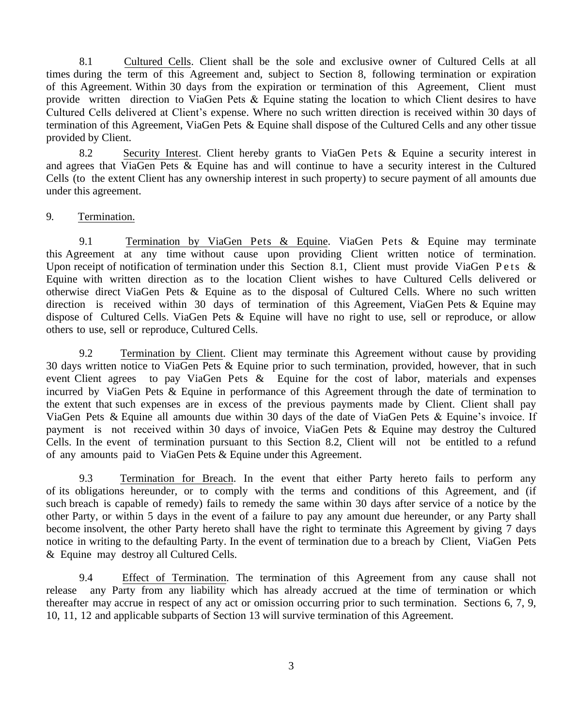8.1 Cultured Cells. Client shall be the sole and exclusive owner of Cultured Cells at all times during the term of this Agreement and, subject to Section 8, following termination or expiration of this Agreement. Within 30 days from the expiration or termination of this Agreement, Client must provide written direction to ViaGen Pets & Equine stating the location to which Client desires to have Cultured Cells delivered at Client's expense. Where no such written direction is received within 30 days of termination of this Agreement, ViaGen Pets & Equine shall dispose of the Cultured Cells and any other tissue provided by Client.

8.2 Security Interest. Client hereby grants to ViaGen Pets & Equine a security interest in and agrees that ViaGen Pets & Equine has and will continue to have a security interest in the Cultured Cells (to the extent Client has any ownership interest in such property) to secure payment of all amounts due under this agreement.

9. Termination.

9.1 Termination by ViaGen Pets & Equine. ViaGen Pets & Equine may terminate this Agreement at any time without cause upon providing Client written notice of termination. Upon receipt of notification of termination under this Section 8.1, Client must provide ViaGen Pets & Equine with written direction as to the location Client wishes to have Cultured Cells delivered or otherwise direct ViaGen Pets & Equine as to the disposal of Cultured Cells. Where no such written direction is received within 30 days of termination of this Agreement, ViaGen Pets & Equine may dispose of Cultured Cells. ViaGen Pets & Equine will have no right to use, sell or reproduce, or allow others to use, sell or reproduce, Cultured Cells.

9.2 Termination by Client. Client may terminate this Agreement without cause by providing 30 days written notice to ViaGen Pets & Equine prior to such termination, provided, however, that in such event Client agrees to pay ViaGen Pets & Equine for the cost of labor, materials and expenses incurred by ViaGen Pets & Equine in performance of this Agreement through the date of termination to the extent that such expenses are in excess of the previous payments made by Client. Client shall pay ViaGen Pets & Equine all amounts due within 30 days of the date of ViaGen Pets & Equine's invoice. If payment is not received within 30 days of invoice, ViaGen Pets & Equine may destroy the Cultured Cells. In the event of termination pursuant to this Section 8.2, Client will not be entitled to a refund of any amounts paid to ViaGen Pets & Equine under this Agreement.

9.3 Termination for Breach. In the event that either Party hereto fails to perform any of its obligations hereunder, or to comply with the terms and conditions of this Agreement, and (if such breach is capable of remedy) fails to remedy the same within 30 days after service of a notice by the other Party, or within 5 days in the event of a failure to pay any amount due hereunder, or any Party shall become insolvent, the other Party hereto shall have the right to terminate this Agreement by giving 7 days notice in writing to the defaulting Party. In the event of termination due to a breach by Client, ViaGen Pets & Equine may destroy all Cultured Cells.

9.4 Effect of Termination. The termination of this Agreement from any cause shall not release any Party from any liability which has already accrued at the time of termination or which thereafter may accrue in respect of any act or omission occurring prior to such termination. Sections 6, 7, 9, 10, 11, 12 and applicable subparts of Section 13 will survive termination of this Agreement.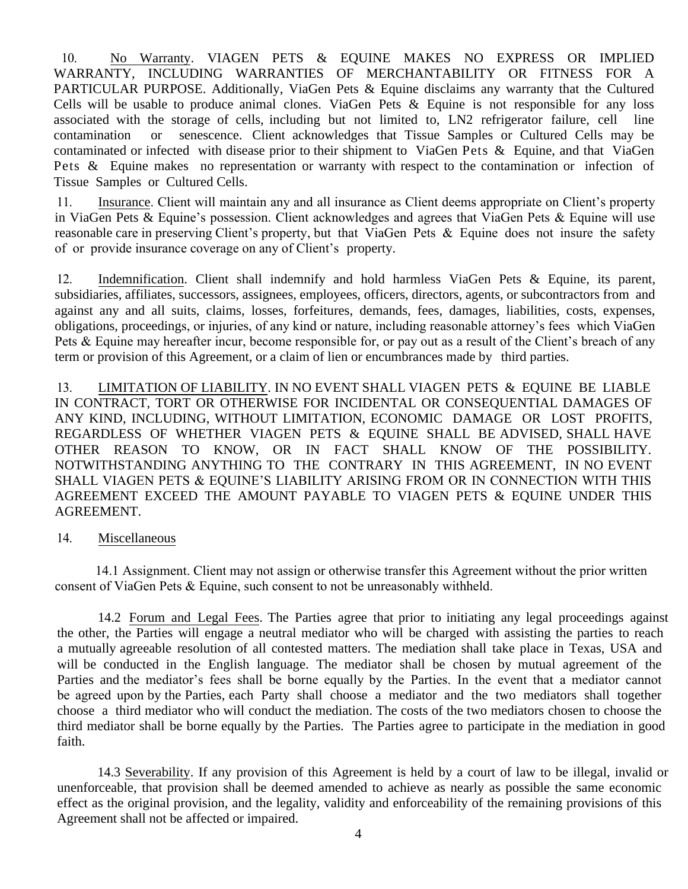10. No Warranty. VIAGEN PETS & EQUINE MAKES NO EXPRESS OR IMPLIED WARRANTY, INCLUDING WARRANTIES OF MERCHANTABILITY OR FITNESS FOR A PARTICULAR PURPOSE. Additionally, ViaGen Pets & Equine disclaims any warranty that the Cultured Cells will be usable to produce animal clones. ViaGen Pets & Equine is not responsible for any loss associated with the storage of cells, including but not limited to, LN2 refrigerator failure, cell line contamination or senescence. Client acknowledges that Tissue Samples or Cultured Cells may be contaminated or infected with disease prior to their shipment to ViaGen Pets & Equine, and that ViaGen Pets & Equine makes no representation or warranty with respect to the contamination or infection of Tissue Samples or Cultured Cells.

11. Insurance. Client will maintain any and all insurance as Client deems appropriate on Client's property in ViaGen Pets & Equine's possession. Client acknowledges and agrees that ViaGen Pets & Equine will use reasonable care in preserving Client's property, but that ViaGen Pets & Equine does not insure the safety of or provide insurance coverage on any of Client's property.

12. Indemnification. Client shall indemnify and hold harmless ViaGen Pets & Equine, its parent, subsidiaries, affiliates, successors, assignees, employees, officers, directors, agents, or subcontractors from and against any and all suits, claims, losses, forfeitures, demands, fees, damages, liabilities, costs, expenses, obligations, proceedings, or injuries, of any kind or nature, including reasonable attorney's fees which ViaGen Pets & Equine may hereafter incur, become responsible for, or pay out as a result of the Client's breach of any term or provision of this Agreement, or a claim of lien or encumbrances made by third parties.

13. LIMITATION OF LIABILITY. IN NO EVENT SHALL VIAGEN PETS & EQUINE BE LIABLE IN CONTRACT, TORT OR OTHERWISE FOR INCIDENTAL OR CONSEQUENTIAL DAMAGES OF ANY KIND, INCLUDING, WITHOUT LIMITATION, ECONOMIC DAMAGE OR LOST PROFITS, REGARDLESS OF WHETHER VIAGEN PETS & EQUINE SHALL BE ADVISED, SHALL HAVE OTHER REASON TO KNOW, OR IN FACT SHALL KNOW OF THE POSSIBILITY. NOTWITHSTANDING ANYTHING TO THE CONTRARY IN THIS AGREEMENT, IN NO EVENT SHALL VIAGEN PETS & EQUINE'S LIABILITY ARISING FROM OR IN CONNECTION WITH THIS AGREEMENT EXCEED THE AMOUNT PAYABLE TO VIAGEN PETS & EQUINE UNDER THIS AGREEMENT.

14. Miscellaneous

14.1 Assignment. Client may not assign or otherwise transfer this Agreement without the prior written consent of ViaGen Pets & Equine, such consent to not be unreasonably withheld.

14.2 Forum and Legal Fees. The Parties agree that prior to initiating any legal proceedings against the other, the Parties will engage a neutral mediator who will be charged with assisting the parties to reach a mutually agreeable resolution of all contested matters. The mediation shall take place in Texas, USA and will be conducted in the English language. The mediator shall be chosen by mutual agreement of the Parties and the mediator's fees shall be borne equally by the Parties. In the event that a mediator cannot be agreed upon by the Parties, each Party shall choose a mediator and the two mediators shall together choose a third mediator who will conduct the mediation. The costs of the two mediators chosen to choose the third mediator shall be borne equally by the Parties. The Parties agree to participate in the mediation in good faith.

14.3 Severability. If any provision of this Agreement is held by a court of law to be illegal, invalid or unenforceable, that provision shall be deemed amended to achieve as nearly as possible the same economic effect as the original provision, and the legality, validity and enforceability of the remaining provisions of this Agreement shall not be affected or impaired.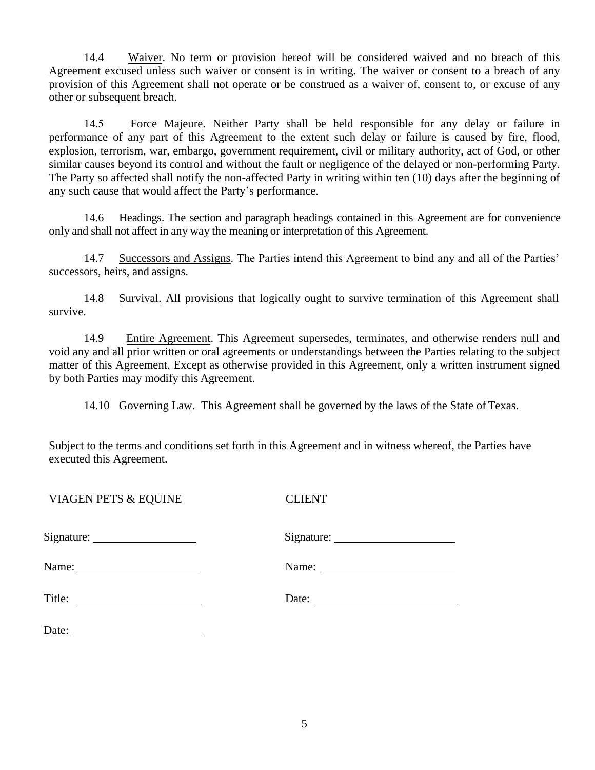14.4 Waiver. No term or provision hereof will be considered waived and no breach of this Agreement excused unless such waiver or consent is in writing. The waiver or consent to a breach of any provision of this Agreement shall not operate or be construed as a waiver of, consent to, or excuse of any other or subsequent breach.

14.5 Force Majeure. Neither Party shall be held responsible for any delay or failure in performance of any part of this Agreement to the extent such delay or failure is caused by fire, flood, explosion, terrorism, war, embargo, government requirement, civil or military authority, act of God, or other similar causes beyond its control and without the fault or negligence of the delayed or non-performing Party. The Party so affected shall notify the non-affected Party in writing within ten (10) days after the beginning of any such cause that would affect the Party's performance.

14.6 Headings. The section and paragraph headings contained in this Agreement are for convenience only and shall not affect in any way the meaning or interpretation of this Agreement.

14.7 Successors and Assigns. The Parties intend this Agreement to bind any and all of the Parties' successors, heirs, and assigns.

14.8 Survival. All provisions that logically ought to survive termination of this Agreement shall survive.

14.9 Entire Agreement. This Agreement supersedes, terminates, and otherwise renders null and void any and all prior written or oral agreements or understandings between the Parties relating to the subject matter of this Agreement. Except as otherwise provided in this Agreement, only a written instrument signed by both Parties may modify this Agreement.

14.10 Governing Law. This Agreement shall be governed by the laws of the State of Texas.

Subject to the terms and conditions set forth in this Agreement and in witness whereof, the Parties have executed this Agreement.

| VIAGEN PETS & EQUINE | CLIENT |
| --- | --- |
| Signature: ____________________ | Signature: ____________________ |
| Name: ____________________ | Name: ____________________ |
| Title: ____________________ | Date: ____________________ |
| Date: ____________________ | |